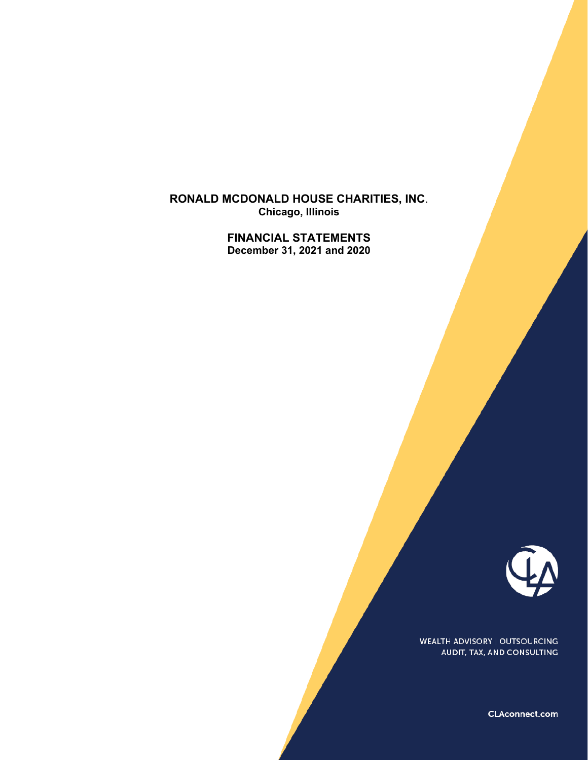# RONALD MCDONALD HOUSE CHARITIES, INC.

**Chicago, Illinois**

## FINANCIAL STATEMENTS

**December 31, 2021 and 2020**

WEALTH ADVISORY | OUTSOURCING
AUDIT, TAX, AND CONSULTING

CLAconnect.com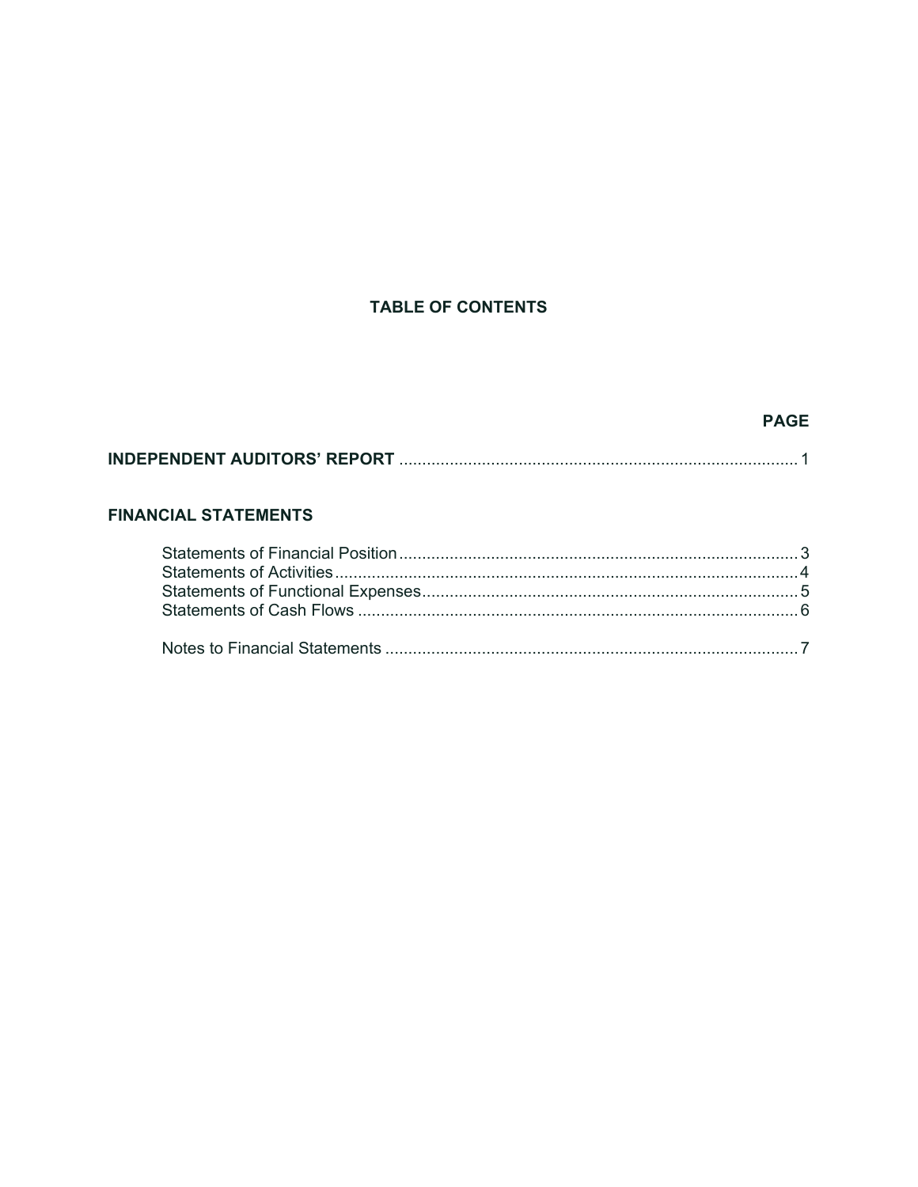# TABLE OF CONTENTS

| | PAGE |
|---|---|
| **INDEPENDENT AUDITORS' REPORT** | 1 |
| **FINANCIAL STATEMENTS** | |
| Statements of Financial Position | 3 |
| Statements of Activities | 4 |
| Statements of Functional Expenses | 5 |
| Statements of Cash Flows | 6 |
| Notes to Financial Statements | 7 |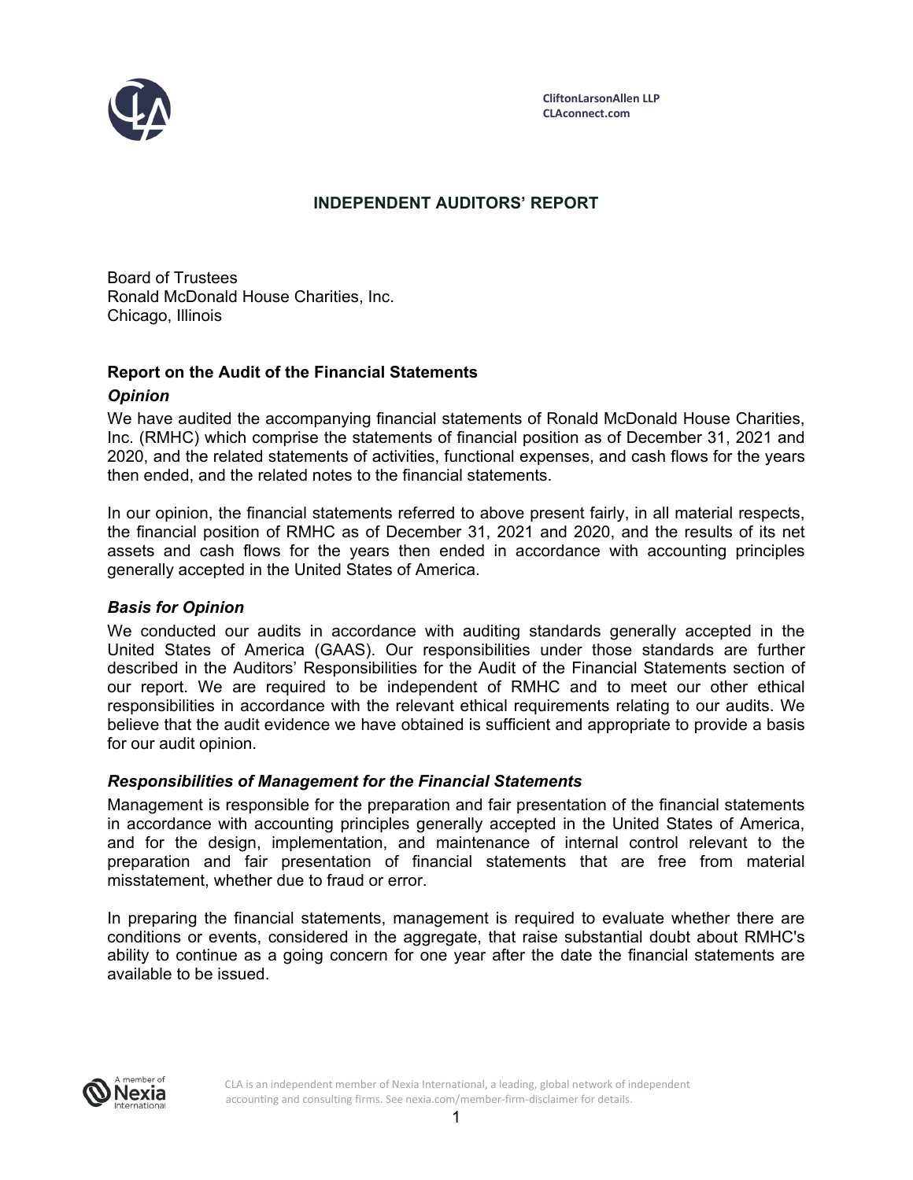CliftonLarsonAllen LLP
CLAconnect.com

## INDEPENDENT AUDITORS' REPORT

Board of Trustees
Ronald McDonald House Charities, Inc.
Chicago, Illinois

### Report on the Audit of the Financial Statements

#### *Opinion*

We have audited the accompanying financial statements of Ronald McDonald House Charities, Inc. (RMHC) which comprise the statements of financial position as of December 31, 2021 and 2020, and the related statements of activities, functional expenses, and cash flows for the years then ended, and the related notes to the financial statements.

In our opinion, the financial statements referred to above present fairly, in all material respects, the financial position of RMHC as of December 31, 2021 and 2020, and the results of its net assets and cash flows for the years then ended in accordance with accounting principles generally accepted in the United States of America.

#### *Basis for Opinion*

We conducted our audits in accordance with auditing standards generally accepted in the United States of America (GAAS). Our responsibilities under those standards are further described in the Auditors' Responsibilities for the Audit of the Financial Statements section of our report. We are required to be independent of RMHC and to meet our other ethical responsibilities in accordance with the relevant ethical requirements relating to our audits. We believe that the audit evidence we have obtained is sufficient and appropriate to provide a basis for our audit opinion.

#### *Responsibilities of Management for the Financial Statements*

Management is responsible for the preparation and fair presentation of the financial statements in accordance with accounting principles generally accepted in the United States of America, and for the design, implementation, and maintenance of internal control relevant to the preparation and fair presentation of financial statements that are free from material misstatement, whether due to fraud or error.

In preparing the financial statements, management is required to evaluate whether there are conditions or events, considered in the aggregate, that raise substantial doubt about RMHC's ability to continue as a going concern for one year after the date the financial statements are available to be issued.

CLA is an independent member of Nexia International, a leading, global network of independent accounting and consulting firms. See nexia.com/member-firm-disclaimer for details.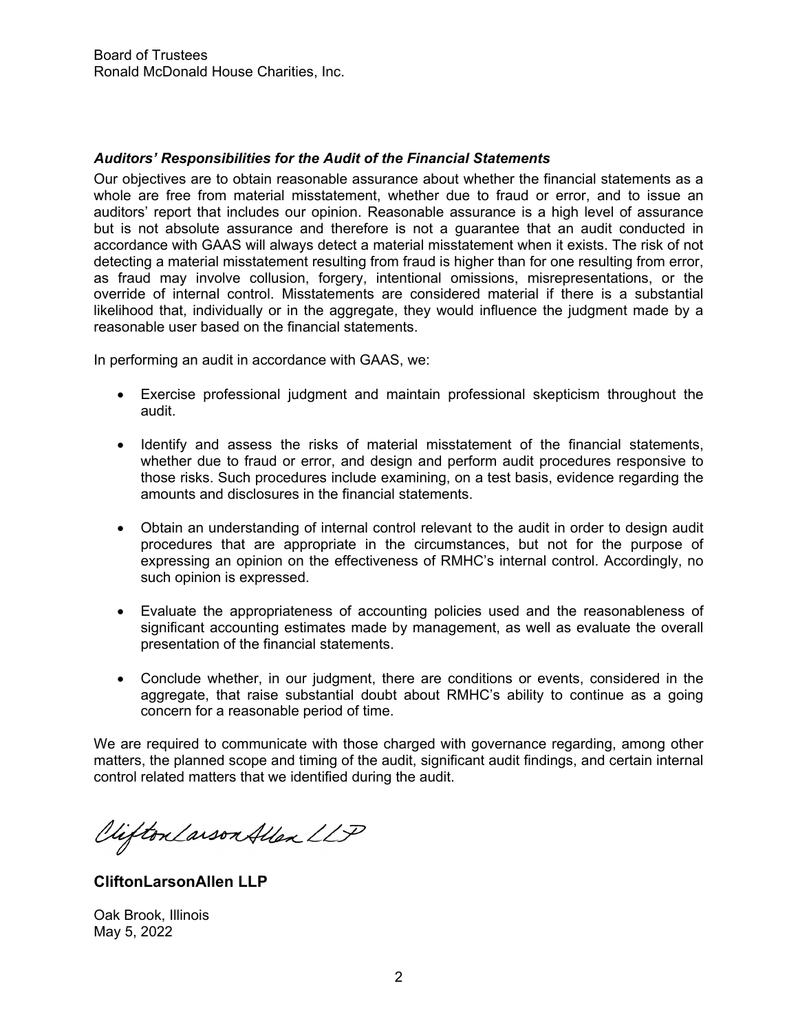Board of Trustees
Ronald McDonald House Charities, Inc.

***Auditors' Responsibilities for the Audit of the Financial Statements***

Our objectives are to obtain reasonable assurance about whether the financial statements as a whole are free from material misstatement, whether due to fraud or error, and to issue an auditors' report that includes our opinion. Reasonable assurance is a high level of assurance but is not absolute assurance and therefore is not a guarantee that an audit conducted in accordance with GAAS will always detect a material misstatement when it exists. The risk of not detecting a material misstatement resulting from fraud is higher than for one resulting from error, as fraud may involve collusion, forgery, intentional omissions, misrepresentations, or the override of internal control. Misstatements are considered material if there is a substantial likelihood that, individually or in the aggregate, they would influence the judgment made by a reasonable user based on the financial statements.

In performing an audit in accordance with GAAS, we:

- Exercise professional judgment and maintain professional skepticism throughout the audit.
- Identify and assess the risks of material misstatement of the financial statements, whether due to fraud or error, and design and perform audit procedures responsive to those risks. Such procedures include examining, on a test basis, evidence regarding the amounts and disclosures in the financial statements.
- Obtain an understanding of internal control relevant to the audit in order to design audit procedures that are appropriate in the circumstances, but not for the purpose of expressing an opinion on the effectiveness of RMHC's internal control. Accordingly, no such opinion is expressed.
- Evaluate the appropriateness of accounting policies used and the reasonableness of significant accounting estimates made by management, as well as evaluate the overall presentation of the financial statements.
- Conclude whether, in our judgment, there are conditions or events, considered in the aggregate, that raise substantial doubt about RMHC's ability to continue as a going concern for a reasonable period of time.

We are required to communicate with those charged with governance regarding, among other matters, the planned scope and timing of the audit, significant audit findings, and certain internal control related matters that we identified during the audit.

*CliftonLarsonAllen LLP*

**CliftonLarsonAllen LLP**

Oak Brook, Illinois
May 5, 2022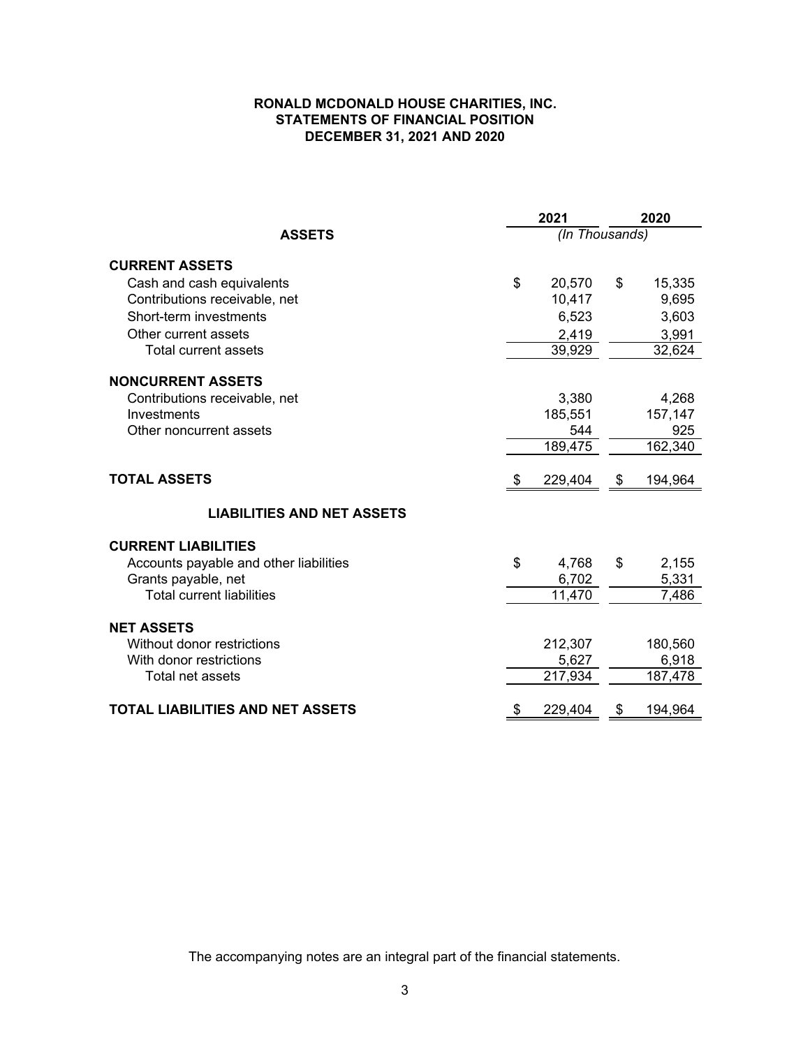# RONALD MCDONALD HOUSE CHARITIES, INC.
## STATEMENTS OF FINANCIAL POSITION
## DECEMBER 31, 2021 AND 2020

| ASSETS | 2021 | 2020 |
|---|---|---|
| | *(In Thousands)* | |
| **CURRENT ASSETS** | | |
| Cash and cash equivalents | $ 20,570 | $ 15,335 |
| Contributions receivable, net | 10,417 | 9,695 |
| Short-term investments | 6,523 | 3,603 |
| Other current assets | 2,419 | 3,991 |
| Total current assets | 39,929 | 32,624 |
| **NONCURRENT ASSETS** | | |
| Contributions receivable, net | 3,380 | 4,268 |
| Investments | 185,551 | 157,147 |
| Other noncurrent assets | 544 | 925 |
| | 189,475 | 162,340 |
| **TOTAL ASSETS** | $ 229,404 | $ 194,964 |
| **LIABILITIES AND NET ASSETS** | | |
| **CURRENT LIABILITIES** | | |
| Accounts payable and other liabilities | $ 4,768 | $ 2,155 |
| Grants payable, net | 6,702 | 5,331 |
| Total current liabilities | 11,470 | 7,486 |
| **NET ASSETS** | | |
| Without donor restrictions | 212,307 | 180,560 |
| With donor restrictions | 5,627 | 6,918 |
| Total net assets | 217,934 | 187,478 |
| **TOTAL LIABILITIES AND NET ASSETS** | $ 229,404 | $ 194,964 |

The accompanying notes are an integral part of the financial statements.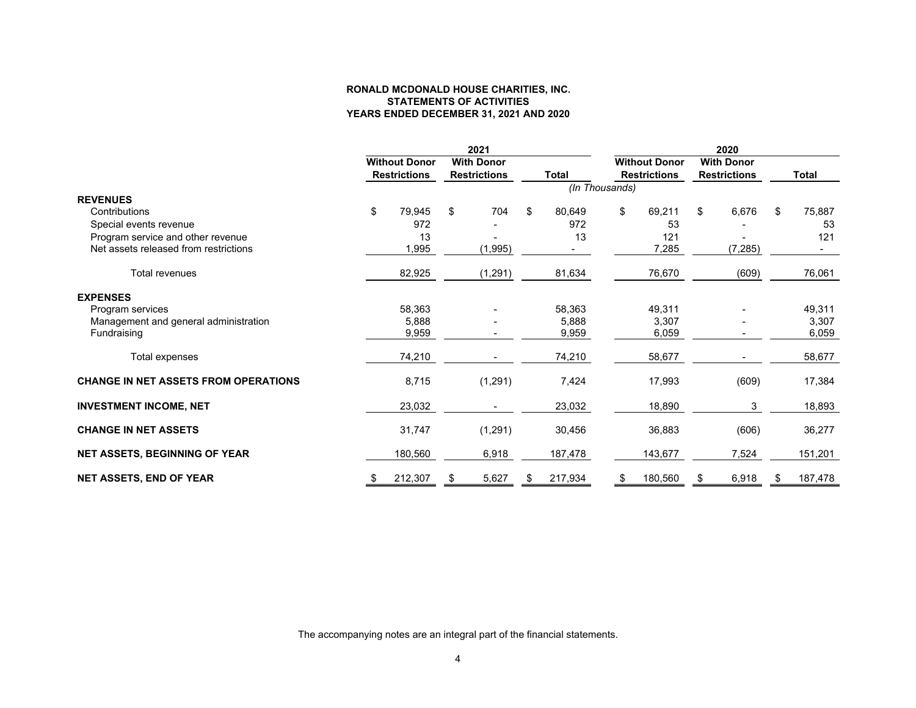**RONALD MCDONALD HOUSE CHARITIES, INC.**
**STATEMENTS OF ACTIVITIES**
**YEARS ENDED DECEMBER 31, 2021 AND 2020**

| | 2021 | | | 2020 | | |
|---|---|---|---|---|---|---|
| | Without Donor Restrictions | With Donor Restrictions | Total | Without Donor Restrictions | With Donor Restrictions | Total |
| | | | *(In Thousands)* | | | |
| **REVENUES** | | | | | | |
| Contributions | $ 79,945 | $ 704 | $ 80,649 | $ 69,211 | $ 6,676 | $ 75,887 |
| Special events revenue | 972 | - | 972 | 53 | - | 53 |
| Program service and other revenue | 13 | - | 13 | 121 | - | 121 |
| Net assets released from restrictions | 1,995 | (1,995) | - | 7,285 | (7,285) | - |
| Total revenues | 82,925 | (1,291) | 81,634 | 76,670 | (609) | 76,061 |
| **EXPENSES** | | | | | | |
| Program services | 58,363 | - | 58,363 | 49,311 | - | 49,311 |
| Management and general administration | 5,888 | - | 5,888 | 3,307 | - | 3,307 |
| Fundraising | 9,959 | - | 9,959 | 6,059 | - | 6,059 |
| Total expenses | 74,210 | - | 74,210 | 58,677 | - | 58,677 |
| **CHANGE IN NET ASSETS FROM OPERATIONS** | 8,715 | (1,291) | 7,424 | 17,993 | (609) | 17,384 |
| **INVESTMENT INCOME, NET** | 23,032 | - | 23,032 | 18,890 | 3 | 18,893 |
| **CHANGE IN NET ASSETS** | 31,747 | (1,291) | 30,456 | 36,883 | (606) | 36,277 |
| **NET ASSETS, BEGINNING OF YEAR** | 180,560 | 6,918 | 187,478 | 143,677 | 7,524 | 151,201 |
| **NET ASSETS, END OF YEAR** | $ 212,307 | $ 5,627 | $ 217,934 | $ 180,560 | $ 6,918 | $ 187,478 |

The accompanying notes are an integral part of the financial statements.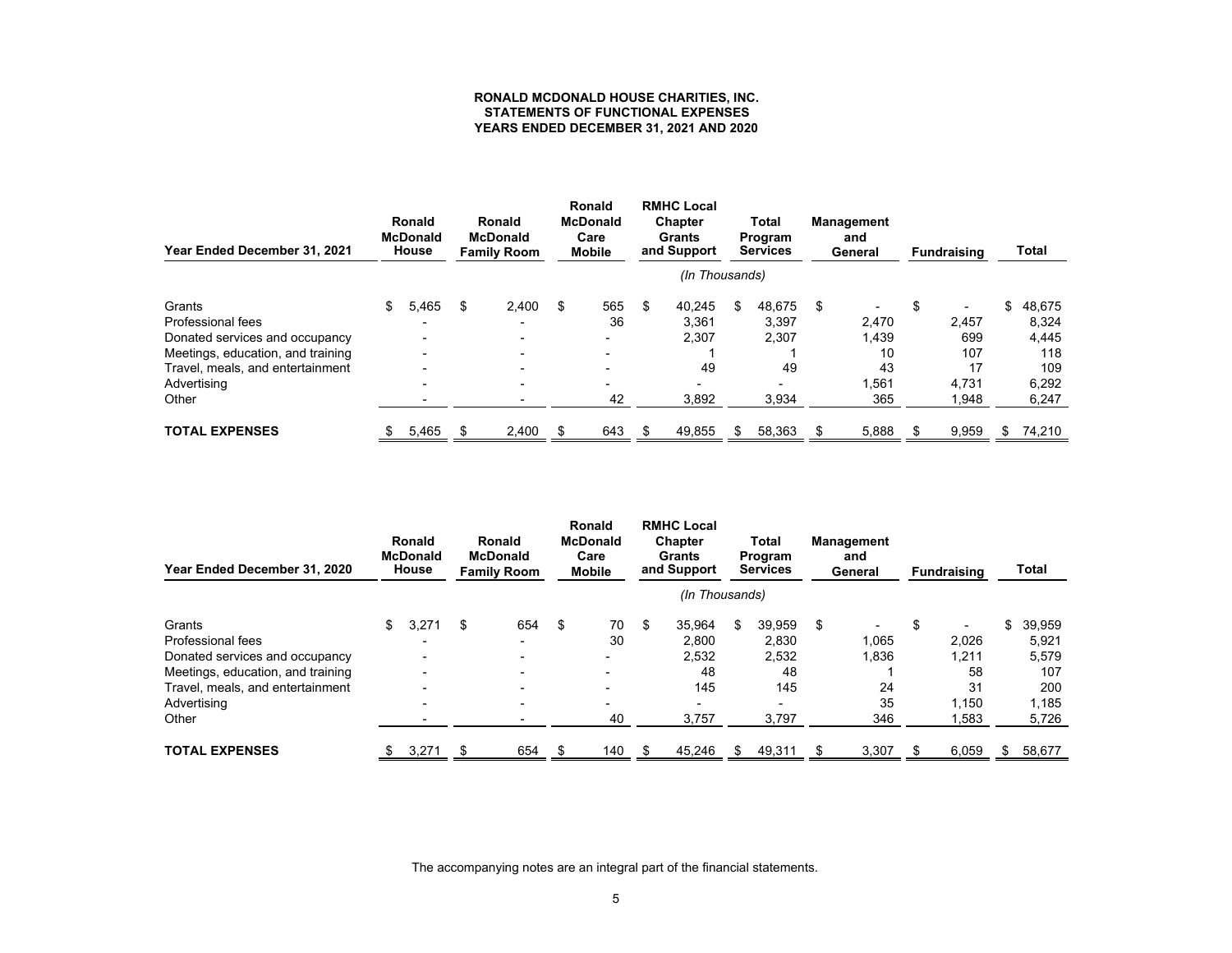**RONALD MCDONALD HOUSE CHARITIES, INC.**
**STATEMENTS OF FUNCTIONAL EXPENSES**
**YEARS ENDED DECEMBER 31, 2021 AND 2020**

| Year Ended December 31, 2021 | Ronald McDonald House | Ronald McDonald Family Room | Ronald McDonald Care Mobile | RMHC Local Chapter Grants and Support | Total Program Services | Management and General | Fundraising | Total |
|---|---|---|---|---|---|---|---|---|
| | | | | *(In Thousands)* | | | | |
| Grants | $ 5,465 | $ 2,400 | $ 565 | $ 40,245 | $ 48,675 | $ - | $ - | $ 48,675 |
| Professional fees | - | - | 36 | 3,361 | 3,397 | 2,470 | 2,457 | 8,324 |
| Donated services and occupancy | - | - | - | 2,307 | 2,307 | 1,439 | 699 | 4,445 |
| Meetings, education, and training | - | - | - | 1 | 1 | 10 | 107 | 118 |
| Travel, meals, and entertainment | - | - | - | 49 | 49 | 43 | 17 | 109 |
| Advertising | - | - | - | - | - | 1,561 | 4,731 | 6,292 |
| Other | - | - | 42 | 3,892 | 3,934 | 365 | 1,948 | 6,247 |
| **TOTAL EXPENSES** | $ 5,465 | $ 2,400 | $ 643 | $ 49,855 | $ 58,363 | $ 5,888 | $ 9,959 | $ 74,210 |

| Year Ended December 31, 2020 | Ronald McDonald House | Ronald McDonald Family Room | Ronald McDonald Care Mobile | RMHC Local Chapter Grants and Support | Total Program Services | Management and General | Fundraising | Total |
|---|---|---|---|---|---|---|---|---|
| | | | | *(In Thousands)* | | | | |
| Grants | $ 3,271 | $ 654 | $ 70 | $ 35,964 | $ 39,959 | $ - | $ - | $ 39,959 |
| Professional fees | - | - | 30 | 2,800 | 2,830 | 1,065 | 2,026 | 5,921 |
| Donated services and occupancy | - | - | - | 2,532 | 2,532 | 1,836 | 1,211 | 5,579 |
| Meetings, education, and training | - | - | - | 48 | 48 | 1 | 58 | 107 |
| Travel, meals, and entertainment | - | - | - | 145 | 145 | 24 | 31 | 200 |
| Advertising | - | - | - | - | - | 35 | 1,150 | 1,185 |
| Other | - | - | 40 | 3,757 | 3,797 | 346 | 1,583 | 5,726 |
| **TOTAL EXPENSES** | $ 3,271 | $ 654 | $ 140 | $ 45,246 | $ 49,311 | $ 3,307 | $ 6,059 | $ 58,677 |

The accompanying notes are an integral part of the financial statements.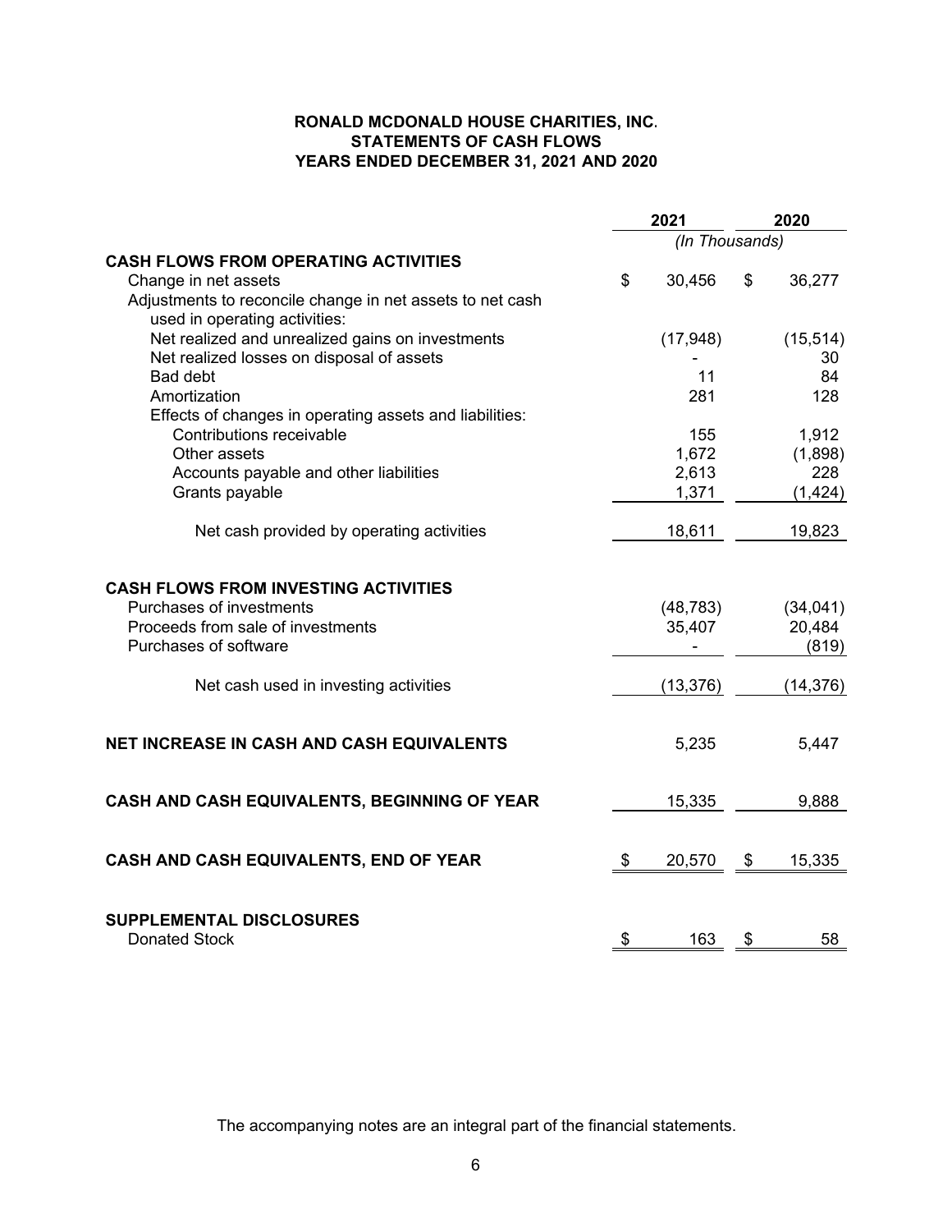**RONALD MCDONALD HOUSE CHARITIES, INC.**
**STATEMENTS OF CASH FLOWS**
**YEARS ENDED DECEMBER 31, 2021 AND 2020**

| | 2021 | 2020 |
|---|---|---|
| | *(In Thousands)* | |
| **CASH FLOWS FROM OPERATING ACTIVITIES** | | |
| Change in net assets | $ 30,456 | $ 36,277 |
| Adjustments to reconcile change in net assets to net cash used in operating activities: | | |
| Net realized and unrealized gains on investments | (17,948) | (15,514) |
| Net realized losses on disposal of assets | - | 30 |
| Bad debt | 11 | 84 |
| Amortization | 281 | 128 |
| Effects of changes in operating assets and liabilities: | | |
| Contributions receivable | 155 | 1,912 |
| Other assets | 1,672 | (1,898) |
| Accounts payable and other liabilities | 2,613 | 228 |
| Grants payable | 1,371 | (1,424) |
| Net cash provided by operating activities | 18,611 | 19,823 |
| **CASH FLOWS FROM INVESTING ACTIVITIES** | | |
| Purchases of investments | (48,783) | (34,041) |
| Proceeds from sale of investments | 35,407 | 20,484 |
| Purchases of software | - | (819) |
| Net cash used in investing activities | (13,376) | (14,376) |
| **NET INCREASE IN CASH AND CASH EQUIVALENTS** | 5,235 | 5,447 |
| **CASH AND CASH EQUIVALENTS, BEGINNING OF YEAR** | 15,335 | 9,888 |
| **CASH AND CASH EQUIVALENTS, END OF YEAR** | $ 20,570 | $ 15,335 |
| **SUPPLEMENTAL DISCLOSURES** | | |
| Donated Stock | $ 163 | $ 58 |

The accompanying notes are an integral part of the financial statements.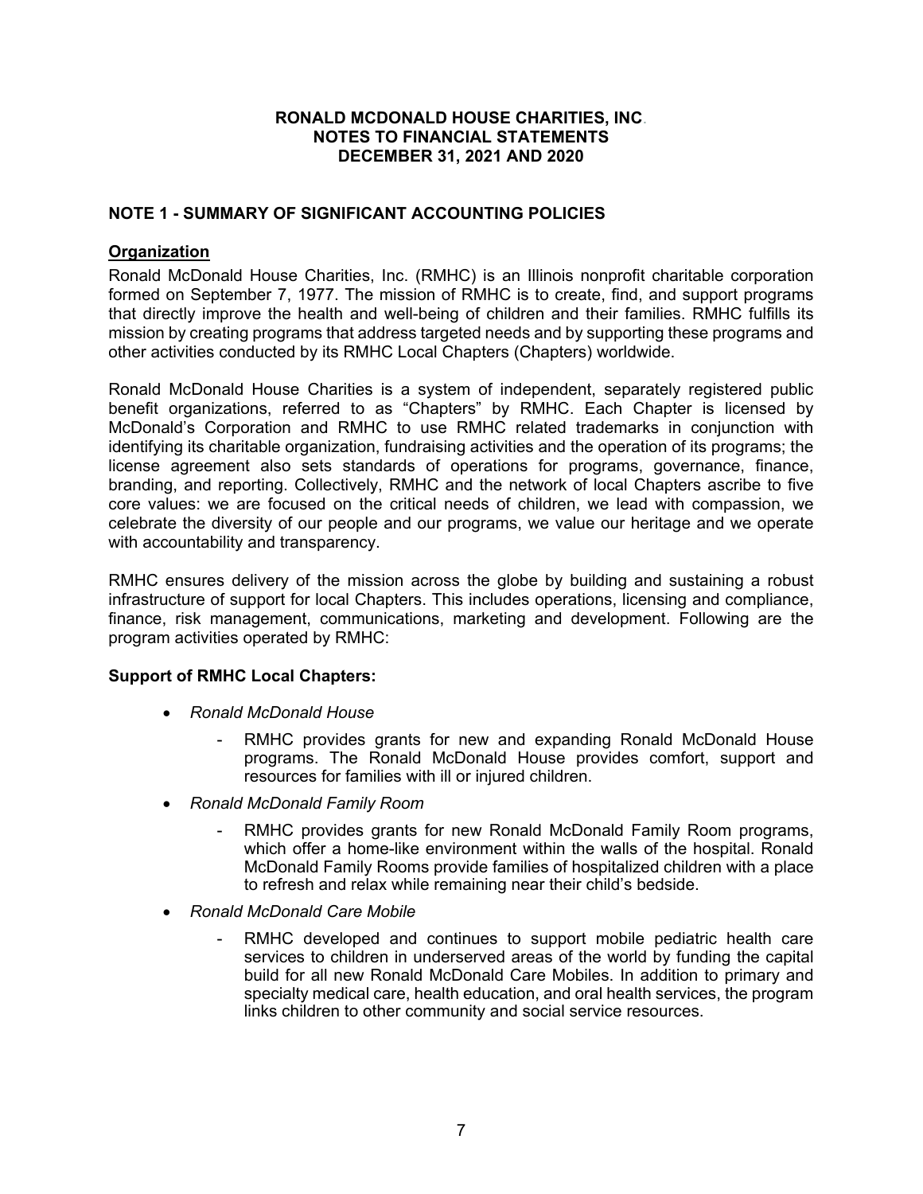**RONALD MCDONALD HOUSE CHARITIES, INC.**
**NOTES TO FINANCIAL STATEMENTS**
**DECEMBER 31, 2021 AND 2020**

## NOTE 1 - SUMMARY OF SIGNIFICANT ACCOUNTING POLICIES

### Organization

Ronald McDonald House Charities, Inc. (RMHC) is an Illinois nonprofit charitable corporation formed on September 7, 1977. The mission of RMHC is to create, find, and support programs that directly improve the health and well-being of children and their families. RMHC fulfills its mission by creating programs that address targeted needs and by supporting these programs and other activities conducted by its RMHC Local Chapters (Chapters) worldwide.

Ronald McDonald House Charities is a system of independent, separately registered public benefit organizations, referred to as "Chapters" by RMHC. Each Chapter is licensed by McDonald's Corporation and RMHC to use RMHC related trademarks in conjunction with identifying its charitable organization, fundraising activities and the operation of its programs; the license agreement also sets standards of operations for programs, governance, finance, branding, and reporting. Collectively, RMHC and the network of local Chapters ascribe to five core values: we are focused on the critical needs of children, we lead with compassion, we celebrate the diversity of our people and our programs, we value our heritage and we operate with accountability and transparency.

RMHC ensures delivery of the mission across the globe by building and sustaining a robust infrastructure of support for local Chapters. This includes operations, licensing and compliance, finance, risk management, communications, marketing and development. Following are the program activities operated by RMHC:

**Support of RMHC Local Chapters:**

- *Ronald McDonald House*
  - RMHC provides grants for new and expanding Ronald McDonald House programs. The Ronald McDonald House provides comfort, support and resources for families with ill or injured children.
- *Ronald McDonald Family Room*
  - RMHC provides grants for new Ronald McDonald Family Room programs, which offer a home-like environment within the walls of the hospital. Ronald McDonald Family Rooms provide families of hospitalized children with a place to refresh and relax while remaining near their child's bedside.
- *Ronald McDonald Care Mobile*
  - RMHC developed and continues to support mobile pediatric health care services to children in underserved areas of the world by funding the capital build for all new Ronald McDonald Care Mobiles. In addition to primary and specialty medical care, health education, and oral health services, the program links children to other community and social service resources.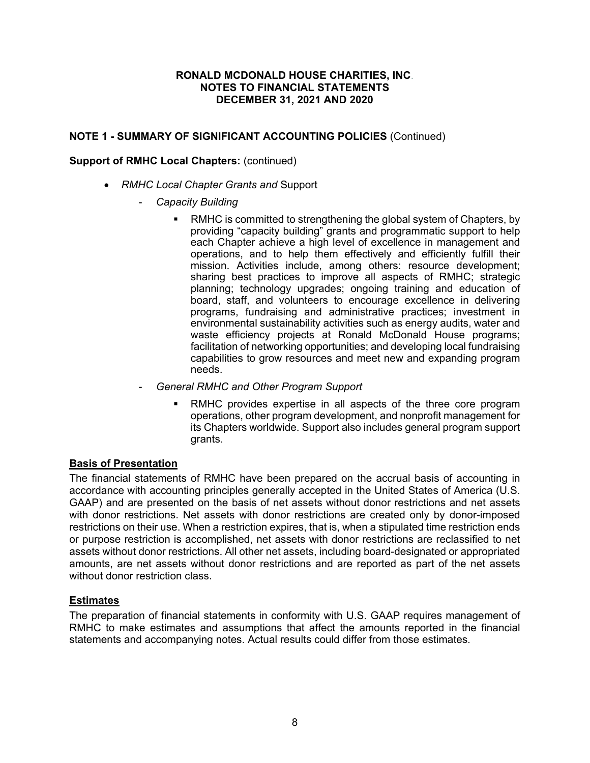## NOTE 1 - SUMMARY OF SIGNIFICANT ACCOUNTING POLICIES (Continued)

**Support of RMHC Local Chapters:** (continued)

- *RMHC Local Chapter Grants and* Support
  - *Capacity Building*
    - RMHC is committed to strengthening the global system of Chapters, by providing "capacity building" grants and programmatic support to help each Chapter achieve a high level of excellence in management and operations, and to help them effectively and efficiently fulfill their mission. Activities include, among others: resource development; sharing best practices to improve all aspects of RMHC; strategic planning; technology upgrades; ongoing training and education of board, staff, and volunteers to encourage excellence in delivering programs, fundraising and administrative practices; investment in environmental sustainability activities such as energy audits, water and waste efficiency projects at Ronald McDonald House programs; facilitation of networking opportunities; and developing local fundraising capabilities to grow resources and meet new and expanding program needs.
  - *General RMHC and Other Program Support*
    - RMHC provides expertise in all aspects of the three core program operations, other program development, and nonprofit management for its Chapters worldwide. Support also includes general program support grants.

### Basis of Presentation

The financial statements of RMHC have been prepared on the accrual basis of accounting in accordance with accounting principles generally accepted in the United States of America (U.S. GAAP) and are presented on the basis of net assets without donor restrictions and net assets with donor restrictions. Net assets with donor restrictions are created only by donor-imposed restrictions on their use. When a restriction expires, that is, when a stipulated time restriction ends or purpose restriction is accomplished, net assets with donor restrictions are reclassified to net assets without donor restrictions. All other net assets, including board-designated or appropriated amounts, are net assets without donor restrictions and are reported as part of the net assets without donor restriction class.

### Estimates

The preparation of financial statements in conformity with U.S. GAAP requires management of RMHC to make estimates and assumptions that affect the amounts reported in the financial statements and accompanying notes. Actual results could differ from those estimates.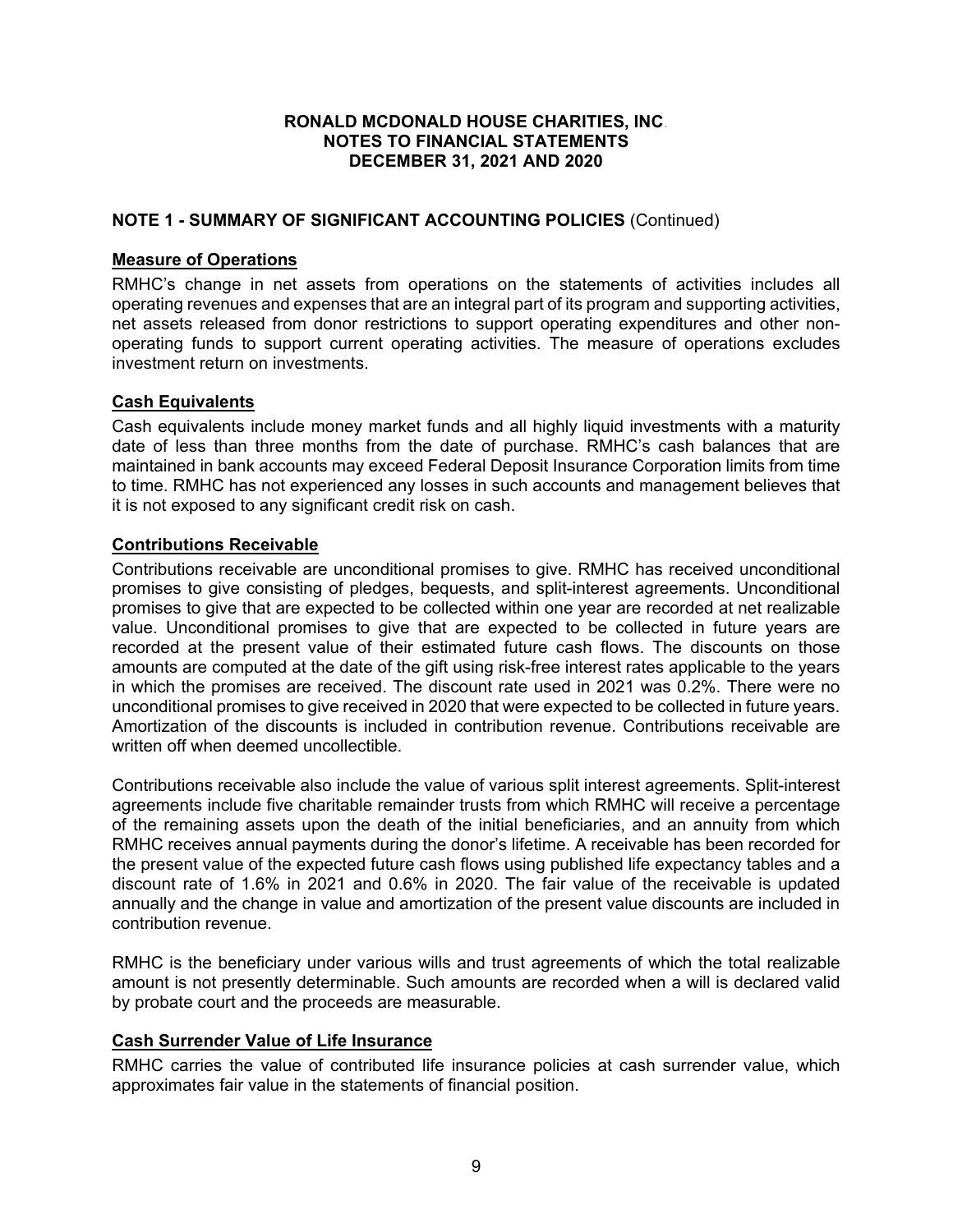## NOTE 1 - SUMMARY OF SIGNIFICANT ACCOUNTING POLICIES (Continued)

### Measure of Operations

RMHC's change in net assets from operations on the statements of activities includes all operating revenues and expenses that are an integral part of its program and supporting activities, net assets released from donor restrictions to support operating expenditures and other non-operating funds to support current operating activities. The measure of operations excludes investment return on investments.

### Cash Equivalents

Cash equivalents include money market funds and all highly liquid investments with a maturity date of less than three months from the date of purchase. RMHC's cash balances that are maintained in bank accounts may exceed Federal Deposit Insurance Corporation limits from time to time. RMHC has not experienced any losses in such accounts and management believes that it is not exposed to any significant credit risk on cash.

### Contributions Receivable

Contributions receivable are unconditional promises to give. RMHC has received unconditional promises to give consisting of pledges, bequests, and split-interest agreements. Unconditional promises to give that are expected to be collected within one year are recorded at net realizable value. Unconditional promises to give that are expected to be collected in future years are recorded at the present value of their estimated future cash flows. The discounts on those amounts are computed at the date of the gift using risk-free interest rates applicable to the years in which the promises are received. The discount rate used in 2021 was 0.2%. There were no unconditional promises to give received in 2020 that were expected to be collected in future years. Amortization of the discounts is included in contribution revenue. Contributions receivable are written off when deemed uncollectible.

Contributions receivable also include the value of various split interest agreements. Split-interest agreements include five charitable remainder trusts from which RMHC will receive a percentage of the remaining assets upon the death of the initial beneficiaries, and an annuity from which RMHC receives annual payments during the donor's lifetime. A receivable has been recorded for the present value of the expected future cash flows using published life expectancy tables and a discount rate of 1.6% in 2021 and 0.6% in 2020. The fair value of the receivable is updated annually and the change in value and amortization of the present value discounts are included in contribution revenue.

RMHC is the beneficiary under various wills and trust agreements of which the total realizable amount is not presently determinable. Such amounts are recorded when a will is declared valid by probate court and the proceeds are measurable.

### Cash Surrender Value of Life Insurance

RMHC carries the value of contributed life insurance policies at cash surrender value, which approximates fair value in the statements of financial position.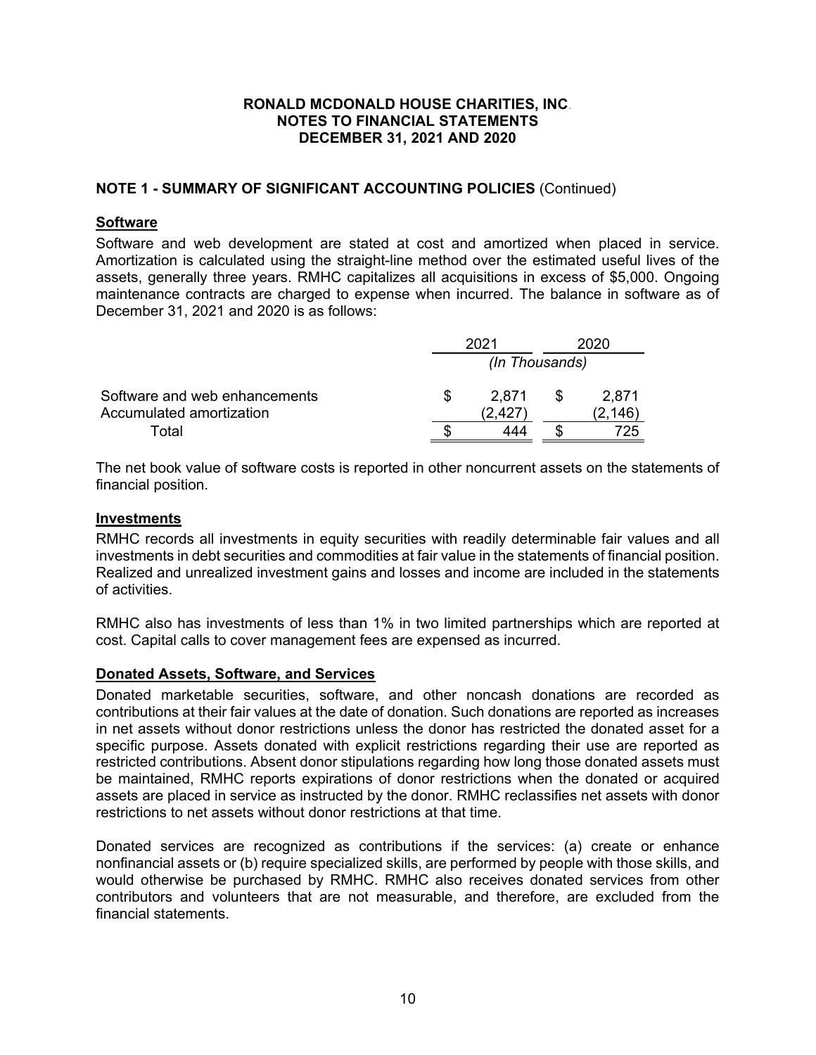# RONALD MCDONALD HOUSE CHARITIES, INC.
# NOTES TO FINANCIAL STATEMENTS
# DECEMBER 31, 2021 AND 2020

## NOTE 1 - SUMMARY OF SIGNIFICANT ACCOUNTING POLICIES (Continued)

### Software

Software and web development are stated at cost and amortized when placed in service. Amortization is calculated using the straight-line method over the estimated useful lives of the assets, generally three years. RMHC capitalizes all acquisitions in excess of $5,000. Ongoing maintenance contracts are charged to expense when incurred. The balance in software as of December 31, 2021 and 2020 is as follows:

| | 2021 | 2020 |
|---|---|---|
| | *(In Thousands)* | |
| Software and web enhancements | $ 2,871 | $ 2,871 |
| Accumulated amortization | (2,427) | (2,146) |
| Total | $ 444 | $ 725 |

The net book value of software costs is reported in other noncurrent assets on the statements of financial position.

### Investments

RMHC records all investments in equity securities with readily determinable fair values and all investments in debt securities and commodities at fair value in the statements of financial position. Realized and unrealized investment gains and losses and income are included in the statements of activities.

RMHC also has investments of less than 1% in two limited partnerships which are reported at cost. Capital calls to cover management fees are expensed as incurred.

### Donated Assets, Software, and Services

Donated marketable securities, software, and other noncash donations are recorded as contributions at their fair values at the date of donation. Such donations are reported as increases in net assets without donor restrictions unless the donor has restricted the donated asset for a specific purpose. Assets donated with explicit restrictions regarding their use are reported as restricted contributions. Absent donor stipulations regarding how long those donated assets must be maintained, RMHC reports expirations of donor restrictions when the donated or acquired assets are placed in service as instructed by the donor. RMHC reclassifies net assets with donor restrictions to net assets without donor restrictions at that time.

Donated services are recognized as contributions if the services: (a) create or enhance nonfinancial assets or (b) require specialized skills, are performed by people with those skills, and would otherwise be purchased by RMHC. RMHC also receives donated services from other contributors and volunteers that are not measurable, and therefore, are excluded from the financial statements.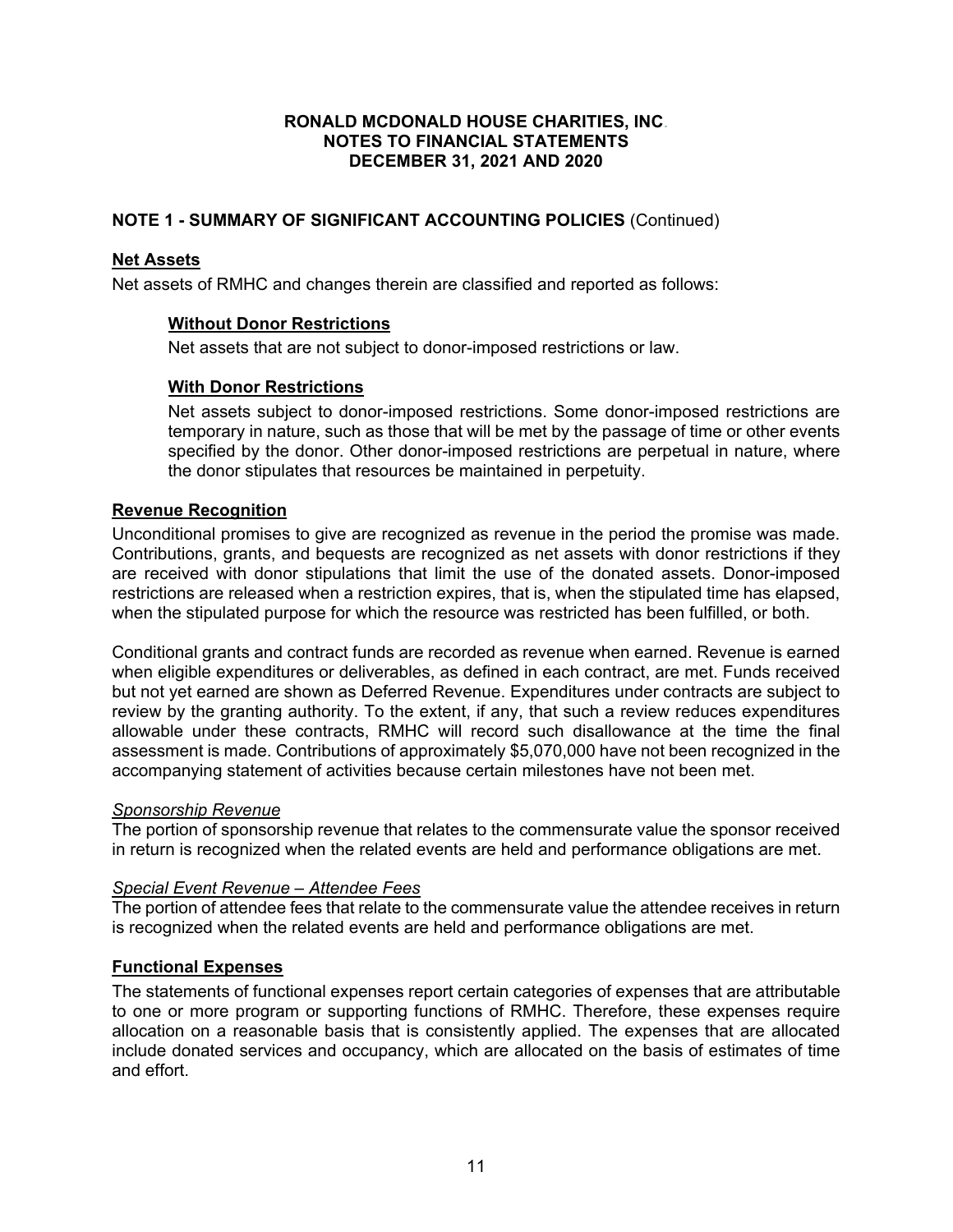## NOTE 1 - SUMMARY OF SIGNIFICANT ACCOUNTING POLICIES (Continued)

### Net Assets

Net assets of RMHC and changes therein are classified and reported as follows:

#### Without Donor Restrictions

Net assets that are not subject to donor-imposed restrictions or law.

#### With Donor Restrictions

Net assets subject to donor-imposed restrictions. Some donor-imposed restrictions are temporary in nature, such as those that will be met by the passage of time or other events specified by the donor. Other donor-imposed restrictions are perpetual in nature, where the donor stipulates that resources be maintained in perpetuity.

### Revenue Recognition

Unconditional promises to give are recognized as revenue in the period the promise was made. Contributions, grants, and bequests are recognized as net assets with donor restrictions if they are received with donor stipulations that limit the use of the donated assets. Donor-imposed restrictions are released when a restriction expires, that is, when the stipulated time has elapsed, when the stipulated purpose for which the resource was restricted has been fulfilled, or both.

Conditional grants and contract funds are recorded as revenue when earned. Revenue is earned when eligible expenditures or deliverables, as defined in each contract, are met. Funds received but not yet earned are shown as Deferred Revenue. Expenditures under contracts are subject to review by the granting authority. To the extent, if any, that such a review reduces expenditures allowable under these contracts, RMHC will record such disallowance at the time the final assessment is made. Contributions of approximately $5,070,000 have not been recognized in the accompanying statement of activities because certain milestones have not been met.

*Sponsorship Revenue*

The portion of sponsorship revenue that relates to the commensurate value the sponsor received in return is recognized when the related events are held and performance obligations are met.

*Special Event Revenue – Attendee Fees*

The portion of attendee fees that relate to the commensurate value the attendee receives in return is recognized when the related events are held and performance obligations are met.

### Functional Expenses

The statements of functional expenses report certain categories of expenses that are attributable to one or more program or supporting functions of RMHC. Therefore, these expenses require allocation on a reasonable basis that is consistently applied. The expenses that are allocated include donated services and occupancy, which are allocated on the basis of estimates of time and effort.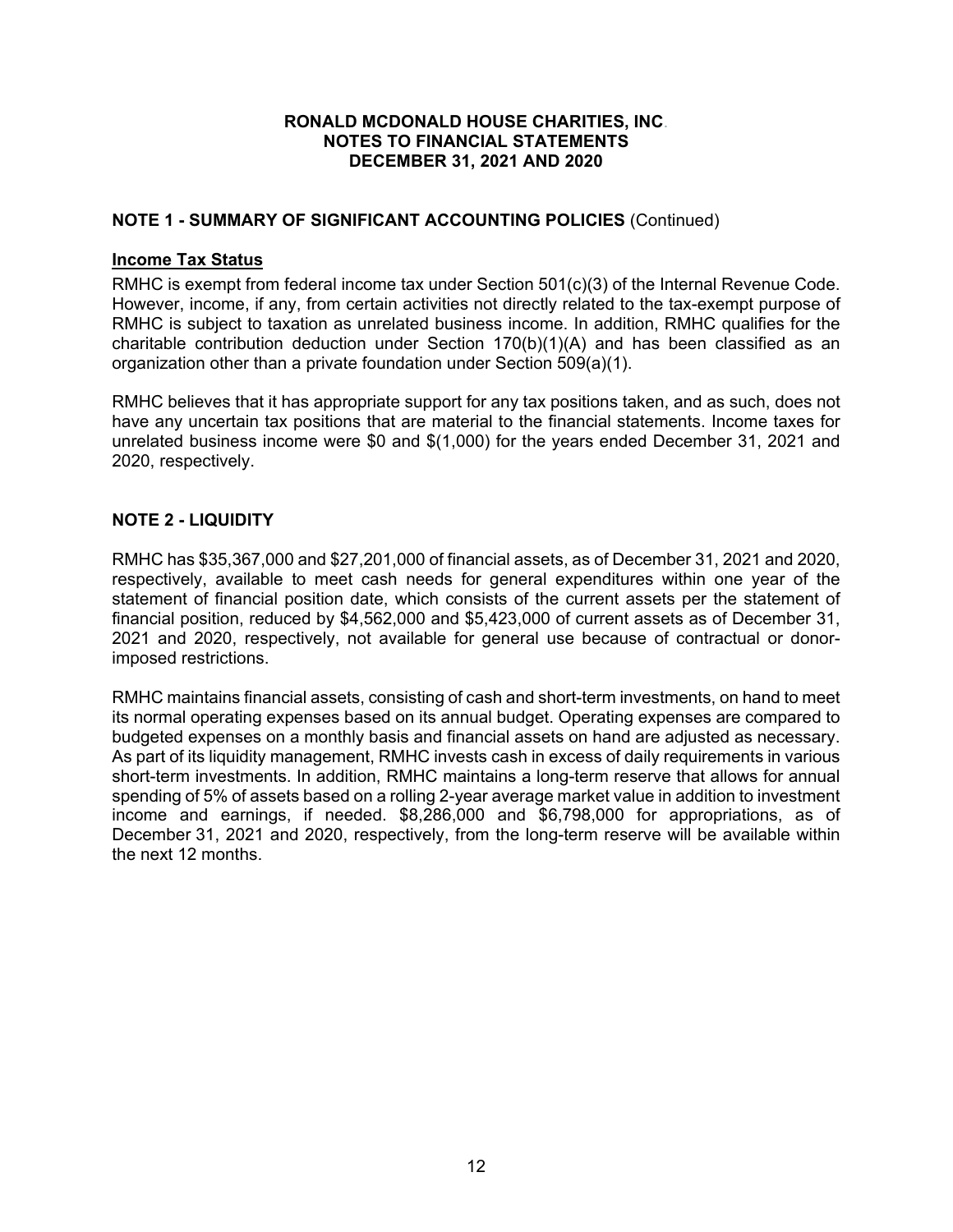**RONALD MCDONALD HOUSE CHARITIES, INC.**
**NOTES TO FINANCIAL STATEMENTS**
**DECEMBER 31, 2021 AND 2020**

## NOTE 1 - SUMMARY OF SIGNIFICANT ACCOUNTING POLICIES (Continued)

### Income Tax Status

RMHC is exempt from federal income tax under Section 501(c)(3) of the Internal Revenue Code. However, income, if any, from certain activities not directly related to the tax-exempt purpose of RMHC is subject to taxation as unrelated business income. In addition, RMHC qualifies for the charitable contribution deduction under Section 170(b)(1)(A) and has been classified as an organization other than a private foundation under Section 509(a)(1).

RMHC believes that it has appropriate support for any tax positions taken, and as such, does not have any uncertain tax positions that are material to the financial statements. Income taxes for unrelated business income were $0 and $(1,000) for the years ended December 31, 2021 and 2020, respectively.

## NOTE 2 - LIQUIDITY

RMHC has $35,367,000 and $27,201,000 of financial assets, as of December 31, 2021 and 2020, respectively, available to meet cash needs for general expenditures within one year of the statement of financial position date, which consists of the current assets per the statement of financial position, reduced by $4,562,000 and $5,423,000 of current assets as of December 31, 2021 and 2020, respectively, not available for general use because of contractual or donor-imposed restrictions.

RMHC maintains financial assets, consisting of cash and short-term investments, on hand to meet its normal operating expenses based on its annual budget. Operating expenses are compared to budgeted expenses on a monthly basis and financial assets on hand are adjusted as necessary. As part of its liquidity management, RMHC invests cash in excess of daily requirements in various short-term investments. In addition, RMHC maintains a long-term reserve that allows for annual spending of 5% of assets based on a rolling 2-year average market value in addition to investment income and earnings, if needed. $8,286,000 and $6,798,000 for appropriations, as of December 31, 2021 and 2020, respectively, from the long-term reserve will be available within the next 12 months.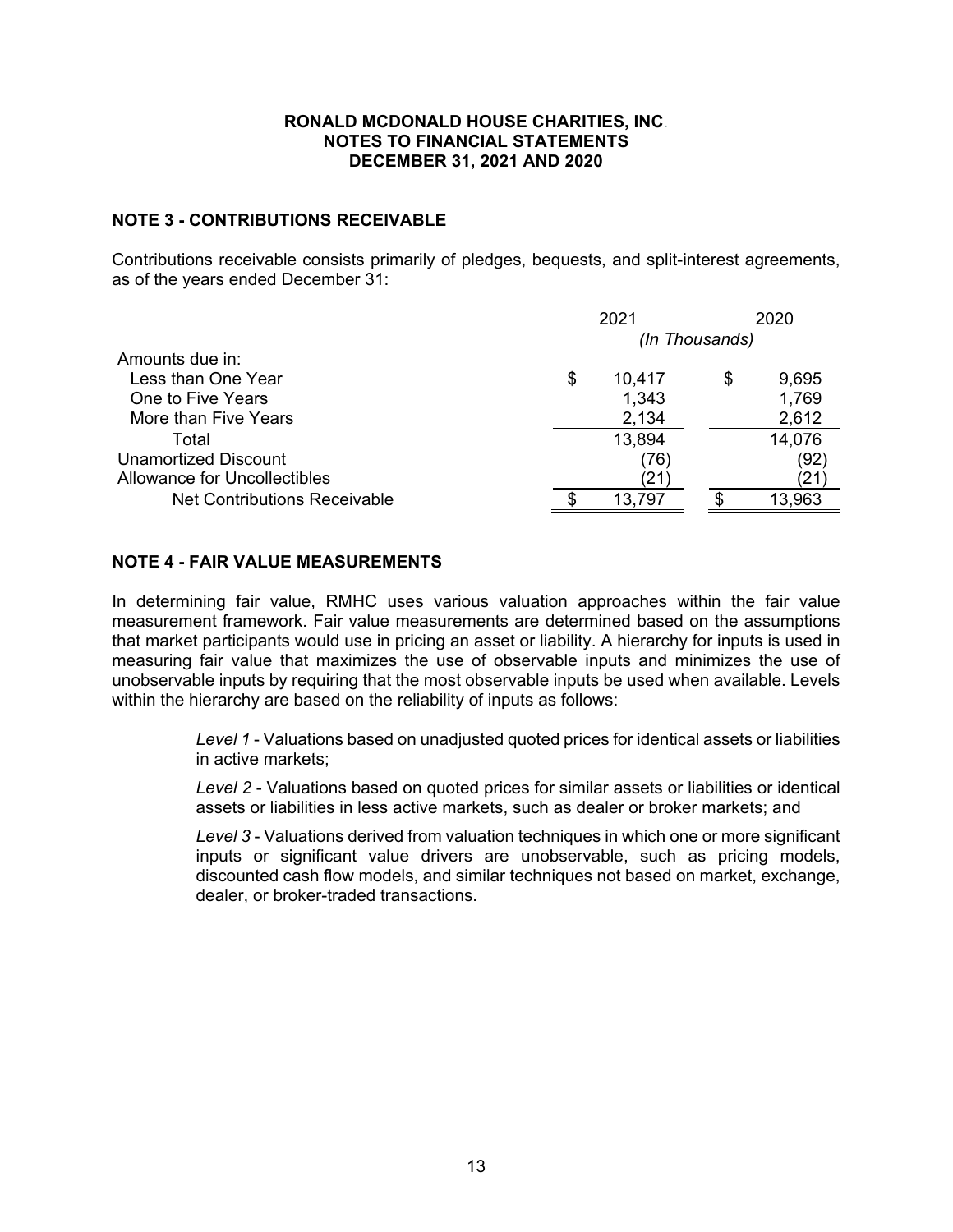# RONALD MCDONALD HOUSE CHARITIES, INC.
## NOTES TO FINANCIAL STATEMENTS
## DECEMBER 31, 2021 AND 2020

### NOTE 3 - CONTRIBUTIONS RECEIVABLE

Contributions receivable consists primarily of pledges, bequests, and split-interest agreements, as of the years ended December 31:

| | 2021 | 2020 |
|---|---|---|
| | *(In Thousands)* | |
| Amounts due in: | | |
| Less than One Year | $ 10,417 | $ 9,695 |
| One to Five Years | 1,343 | 1,769 |
| More than Five Years | 2,134 | 2,612 |
| Total | 13,894 | 14,076 |
| Unamortized Discount | (76) | (92) |
| Allowance for Uncollectibles | (21) | (21) |
| Net Contributions Receivable | $ 13,797 | $ 13,963 |

### NOTE 4 - FAIR VALUE MEASUREMENTS

In determining fair value, RMHC uses various valuation approaches within the fair value measurement framework. Fair value measurements are determined based on the assumptions that market participants would use in pricing an asset or liability. A hierarchy for inputs is used in measuring fair value that maximizes the use of observable inputs and minimizes the use of unobservable inputs by requiring that the most observable inputs be used when available. Levels within the hierarchy are based on the reliability of inputs as follows:

> *Level 1* - Valuations based on unadjusted quoted prices for identical assets or liabilities in active markets;
>
> *Level 2* - Valuations based on quoted prices for similar assets or liabilities or identical assets or liabilities in less active markets, such as dealer or broker markets; and
>
> *Level 3* - Valuations derived from valuation techniques in which one or more significant inputs or significant value drivers are unobservable, such as pricing models, discounted cash flow models, and similar techniques not based on market, exchange, dealer, or broker-traded transactions.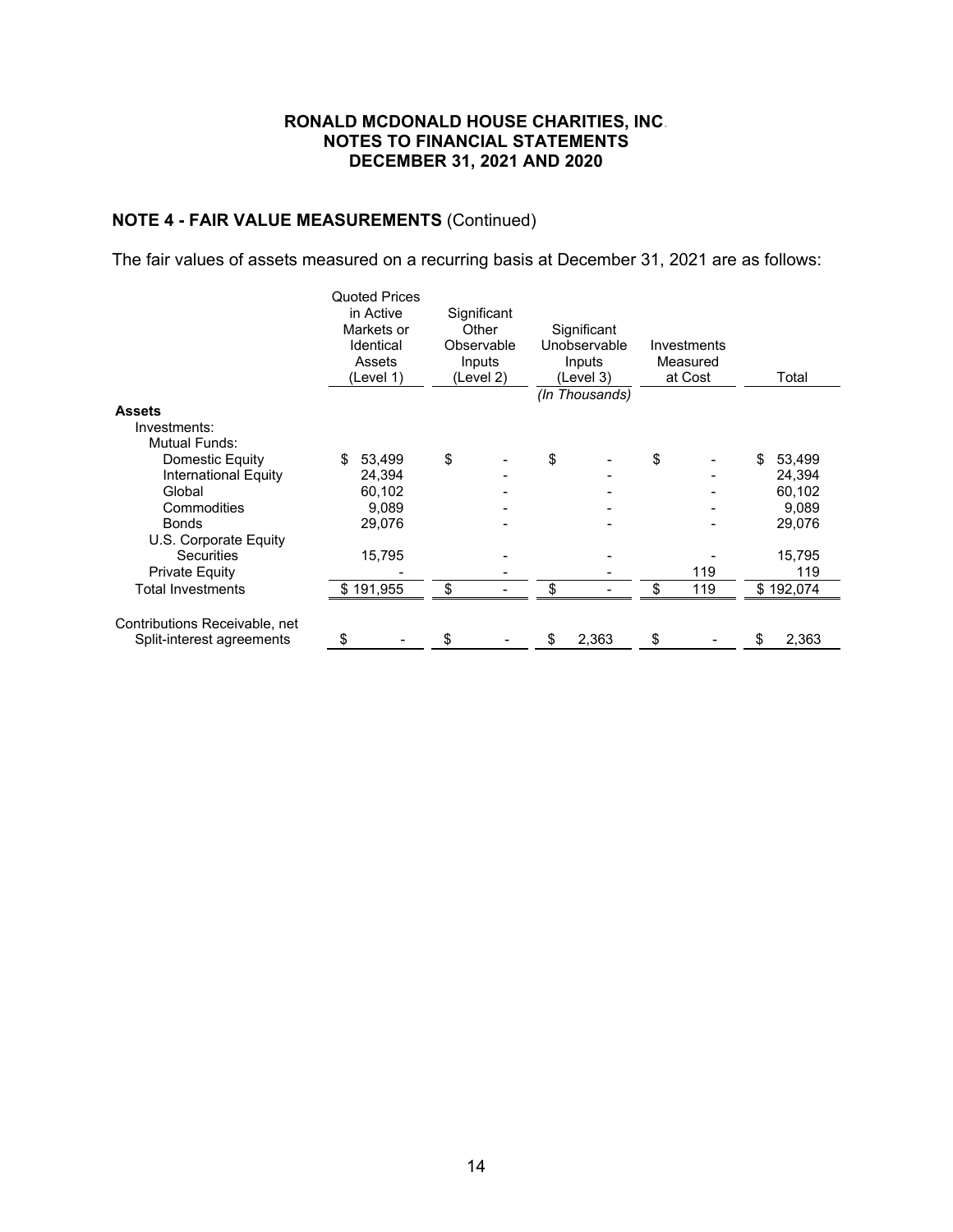## NOTE 4 - FAIR VALUE MEASUREMENTS (Continued)

The fair values of assets measured on a recurring basis at December 31, 2021 are as follows:

| | Quoted Prices in Active Markets or Identical Assets (Level 1) | Significant Other Observable Inputs (Level 2) | Significant Unobservable Inputs (Level 3) | Investments Measured at Cost | Total |
|---|---|---|---|---|---|
| | | | *(In Thousands)* | | |
| **Assets** | | | | | |
| Investments: | | | | | |
| Mutual Funds: | | | | | |
| Domestic Equity | $ 53,499 | $ - | $ - | $ - | $ 53,499 |
| International Equity | 24,394 | - | - | - | 24,394 |
| Global | 60,102 | - | - | - | 60,102 |
| Commodities | 9,089 | - | - | - | 9,089 |
| Bonds | 29,076 | - | - | - | 29,076 |
| U.S. Corporate Equity Securities | 15,795 | - | - | - | 15,795 |
| Private Equity | - | - | - | 119 | 119 |
| Total Investments | $ 191,955 | $ - | $ - | $ 119 | $ 192,074 |
| | | | | | |
| Contributions Receivable, net Split-interest agreements | $ - | $ - | $ 2,363 | $ - | $ 2,363 |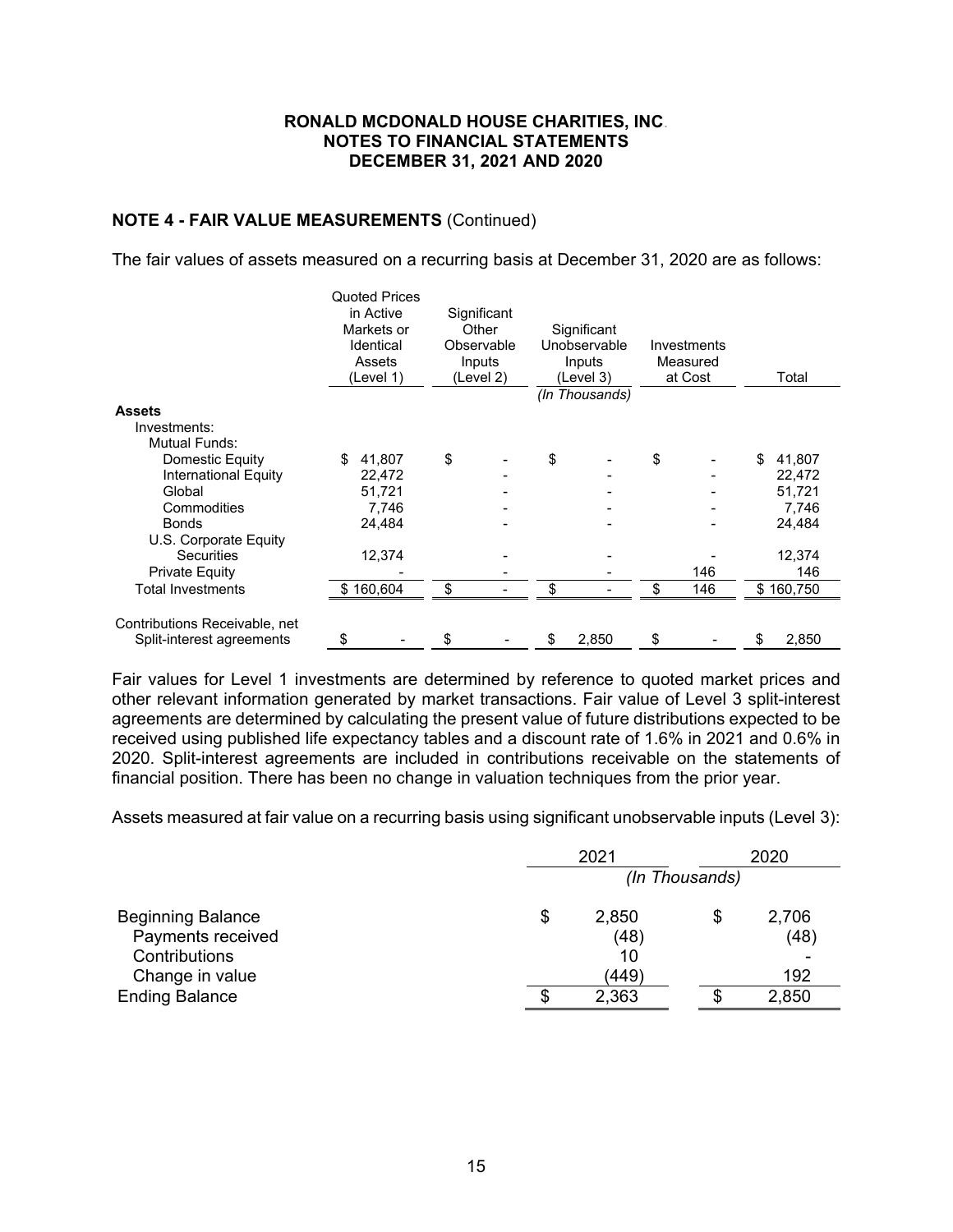**RONALD MCDONALD HOUSE CHARITIES, INC.**
**NOTES TO FINANCIAL STATEMENTS**
**DECEMBER 31, 2021 AND 2020**

**NOTE 4 - FAIR VALUE MEASUREMENTS** (Continued)

The fair values of assets measured on a recurring basis at December 31, 2020 are as follows:

| | Quoted Prices in Active Markets or Identical Assets (Level 1) | Significant Other Observable Inputs (Level 2) | Significant Unobservable Inputs (Level 3) | Investments Measured at Cost | Total |
|---|---|---|---|---|---|
| | | | *(In Thousands)* | | |
| **Assets** | | | | | |
| Investments: | | | | | |
| Mutual Funds: | | | | | |
| Domestic Equity | $ 41,807 | $ - | $ - | $ - | $ 41,807 |
| International Equity | 22,472 | - | - | - | 22,472 |
| Global | 51,721 | - | - | - | 51,721 |
| Commodities | 7,746 | - | - | - | 7,746 |
| Bonds | 24,484 | - | - | - | 24,484 |
| U.S. Corporate Equity Securities | 12,374 | - | - | - | 12,374 |
| Private Equity | - | - | - | 146 | 146 |
| Total Investments | $ 160,604 | $ - | $ - | $ 146 | $ 160,750 |
| Contributions Receivable, net | | | | | |
| Split-interest agreements | $ - | $ - | $ 2,850 | $ - | $ 2,850 |

Fair values for Level 1 investments are determined by reference to quoted market prices and other relevant information generated by market transactions. Fair value of Level 3 split-interest agreements are determined by calculating the present value of future distributions expected to be received using published life expectancy tables and a discount rate of 1.6% in 2021 and 0.6% in 2020. Split-interest agreements are included in contributions receivable on the statements of financial position. There has been no change in valuation techniques from the prior year.

Assets measured at fair value on a recurring basis using significant unobservable inputs (Level 3):

| | 2021 | 2020 |
|---|---|---|
| | *(In Thousands)* | |
| Beginning Balance | $ 2,850 | $ 2,706 |
| Payments received | (48) | (48) |
| Contributions | 10 | - |
| Change in value | (449) | 192 |
| Ending Balance | $ 2,363 | $ 2,850 |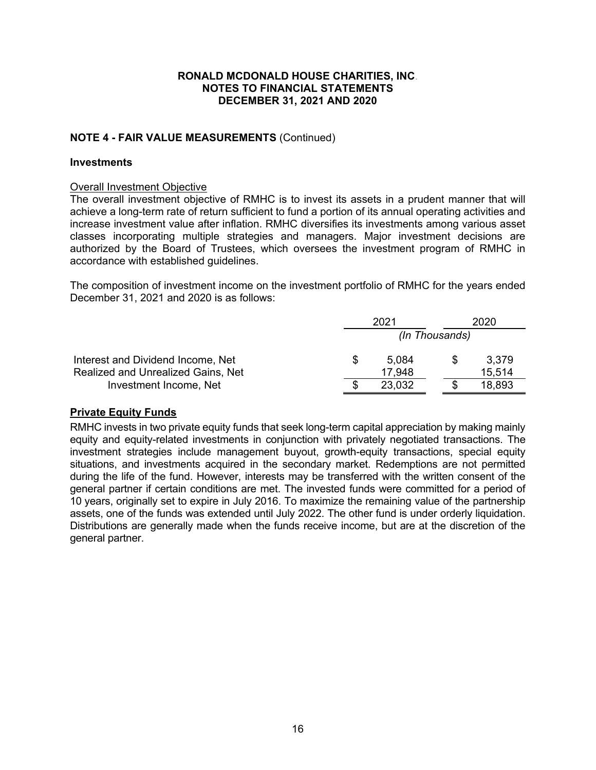## NOTE 4 - FAIR VALUE MEASUREMENTS (Continued)

### Investments

Overall Investment Objective

The overall investment objective of RMHC is to invest its assets in a prudent manner that will achieve a long-term rate of return sufficient to fund a portion of its annual operating activities and increase investment value after inflation. RMHC diversifies its investments among various asset classes incorporating multiple strategies and managers. Major investment decisions are authorized by the Board of Trustees, which oversees the investment program of RMHC in accordance with established guidelines.

The composition of investment income on the investment portfolio of RMHC for the years ended December 31, 2021 and 2020 is as follows:

| | 2021 | 2020 |
|---|---|---|
| | *(In Thousands)* | |
| Interest and Dividend Income, Net | $ 5,084 | $ 3,379 |
| Realized and Unrealized Gains, Net | 17,948 | 15,514 |
| Investment Income, Net | $ 23,032 | $ 18,893 |

**Private Equity Funds**

RMHC invests in two private equity funds that seek long-term capital appreciation by making mainly equity and equity-related investments in conjunction with privately negotiated transactions. The investment strategies include management buyout, growth-equity transactions, special equity situations, and investments acquired in the secondary market. Redemptions are not permitted during the life of the fund. However, interests may be transferred with the written consent of the general partner if certain conditions are met. The invested funds were committed for a period of 10 years, originally set to expire in July 2016. To maximize the remaining value of the partnership assets, one of the funds was extended until July 2022. The other fund is under orderly liquidation. Distributions are generally made when the funds receive income, but are at the discretion of the general partner.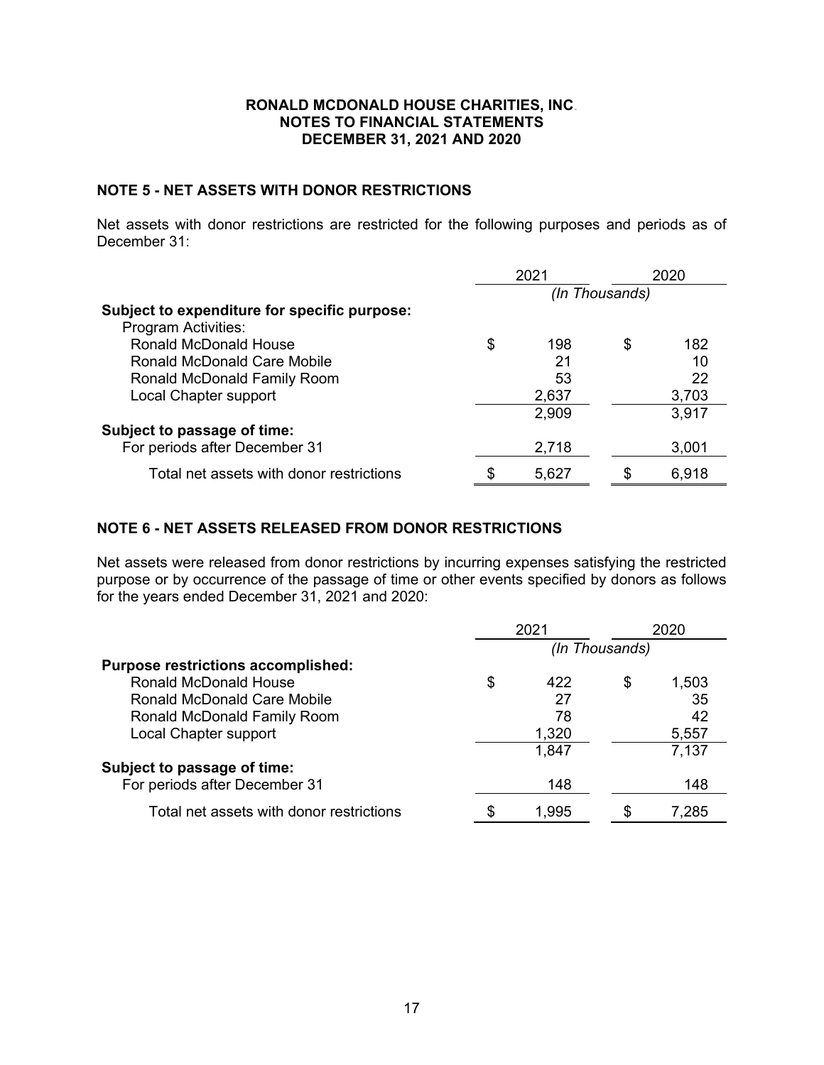**RONALD MCDONALD HOUSE CHARITIES, INC.**
**NOTES TO FINANCIAL STATEMENTS**
**DECEMBER 31, 2021 AND 2020**

## NOTE 5 - NET ASSETS WITH DONOR RESTRICTIONS

Net assets with donor restrictions are restricted for the following purposes and periods as of December 31:

| | 2021 | 2020 |
|---|---|---|
| | *(In Thousands)* | |
| **Subject to expenditure for specific purpose:** | | |
| Program Activities: | | |
| Ronald McDonald House | $ 198 | $ 182 |
| Ronald McDonald Care Mobile | 21 | 10 |
| Ronald McDonald Family Room | 53 | 22 |
| Local Chapter support | 2,637 | 3,703 |
| | 2,909 | 3,917 |
| **Subject to passage of time:** | | |
| For periods after December 31 | 2,718 | 3,001 |
| Total net assets with donor restrictions | $ 5,627 | $ 6,918 |

## NOTE 6 - NET ASSETS RELEASED FROM DONOR RESTRICTIONS

Net assets were released from donor restrictions by incurring expenses satisfying the restricted purpose or by occurrence of the passage of time or other events specified by donors as follows for the years ended December 31, 2021 and 2020:

| | 2021 | 2020 |
|---|---|---|
| | *(In Thousands)* | |
| **Purpose restrictions accomplished:** | | |
| Ronald McDonald House | $ 422 | $ 1,503 |
| Ronald McDonald Care Mobile | 27 | 35 |
| Ronald McDonald Family Room | 78 | 42 |
| Local Chapter support | 1,320 | 5,557 |
| | 1,847 | 7,137 |
| **Subject to passage of time:** | | |
| For periods after December 31 | 148 | 148 |
| Total net assets with donor restrictions | $ 1,995 | $ 7,285 |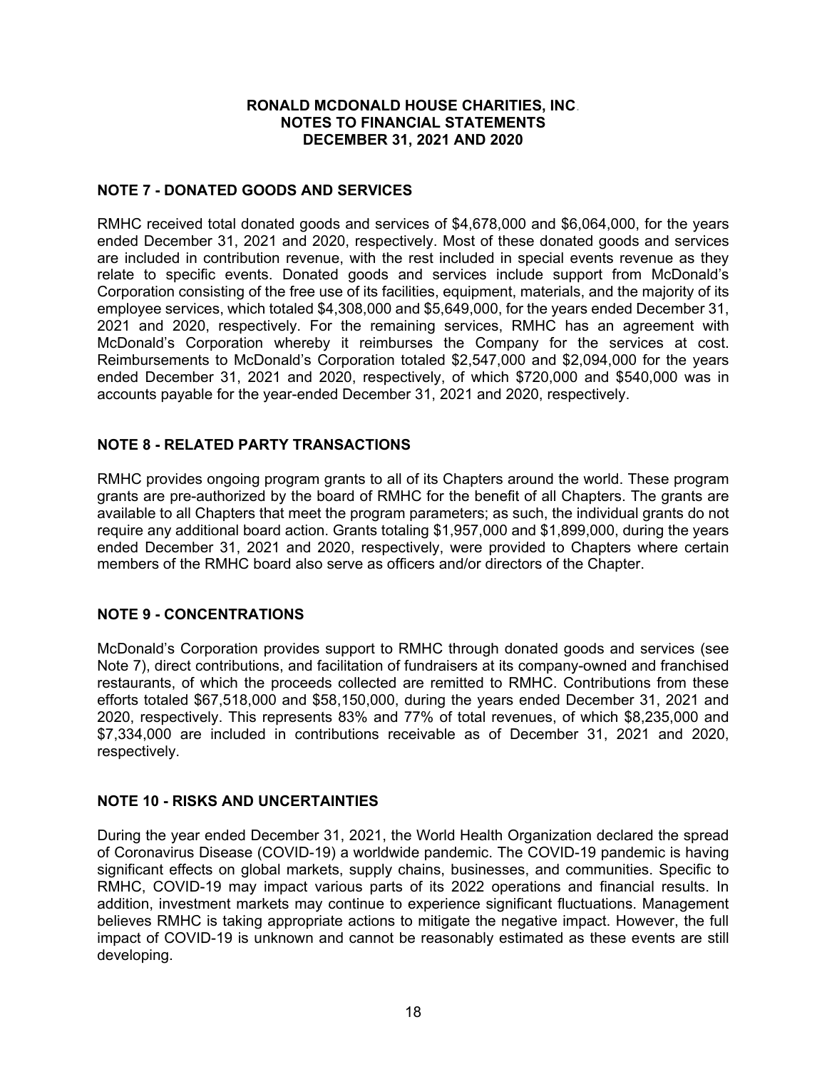**RONALD MCDONALD HOUSE CHARITIES, INC.**
**NOTES TO FINANCIAL STATEMENTS**
**DECEMBER 31, 2021 AND 2020**

## NOTE 7 - DONATED GOODS AND SERVICES

RMHC received total donated goods and services of $4,678,000 and $6,064,000, for the years ended December 31, 2021 and 2020, respectively. Most of these donated goods and services are included in contribution revenue, with the rest included in special events revenue as they relate to specific events. Donated goods and services include support from McDonald's Corporation consisting of the free use of its facilities, equipment, materials, and the majority of its employee services, which totaled $4,308,000 and $5,649,000, for the years ended December 31, 2021 and 2020, respectively. For the remaining services, RMHC has an agreement with McDonald's Corporation whereby it reimburses the Company for the services at cost. Reimbursements to McDonald's Corporation totaled $2,547,000 and $2,094,000 for the years ended December 31, 2021 and 2020, respectively, of which $720,000 and $540,000 was in accounts payable for the year-ended December 31, 2021 and 2020, respectively.

## NOTE 8 - RELATED PARTY TRANSACTIONS

RMHC provides ongoing program grants to all of its Chapters around the world. These program grants are pre-authorized by the board of RMHC for the benefit of all Chapters. The grants are available to all Chapters that meet the program parameters; as such, the individual grants do not require any additional board action. Grants totaling $1,957,000 and $1,899,000, during the years ended December 31, 2021 and 2020, respectively, were provided to Chapters where certain members of the RMHC board also serve as officers and/or directors of the Chapter.

## NOTE 9 - CONCENTRATIONS

McDonald's Corporation provides support to RMHC through donated goods and services (see Note 7), direct contributions, and facilitation of fundraisers at its company-owned and franchised restaurants, of which the proceeds collected are remitted to RMHC. Contributions from these efforts totaled $67,518,000 and $58,150,000, during the years ended December 31, 2021 and 2020, respectively. This represents 83% and 77% of total revenues, of which $8,235,000 and $7,334,000 are included in contributions receivable as of December 31, 2021 and 2020, respectively.

## NOTE 10 - RISKS AND UNCERTAINTIES

During the year ended December 31, 2021, the World Health Organization declared the spread of Coronavirus Disease (COVID-19) a worldwide pandemic. The COVID-19 pandemic is having significant effects on global markets, supply chains, businesses, and communities. Specific to RMHC, COVID-19 may impact various parts of its 2022 operations and financial results. In addition, investment markets may continue to experience significant fluctuations. Management believes RMHC is taking appropriate actions to mitigate the negative impact. However, the full impact of COVID-19 is unknown and cannot be reasonably estimated as these events are still developing.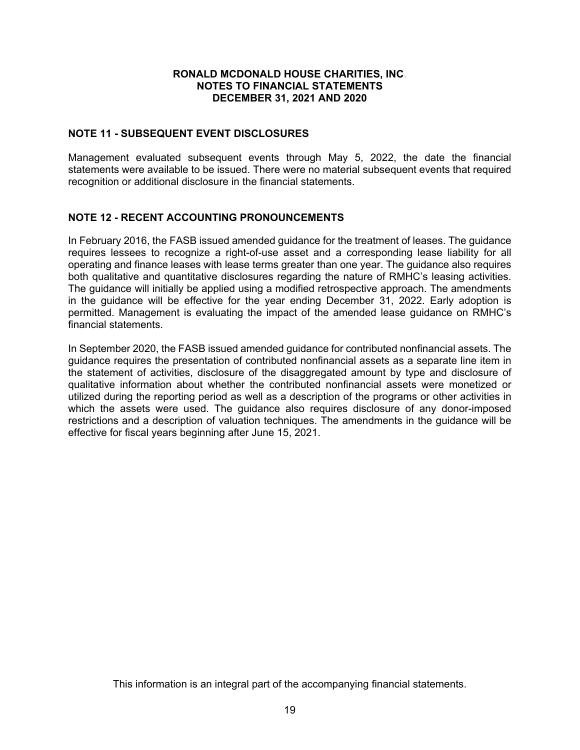## NOTE 11 - SUBSEQUENT EVENT DISCLOSURES

Management evaluated subsequent events through May 5, 2022, the date the financial statements were available to be issued. There were no material subsequent events that required recognition or additional disclosure in the financial statements.

## NOTE 12 - RECENT ACCOUNTING PRONOUNCEMENTS

In February 2016, the FASB issued amended guidance for the treatment of leases. The guidance requires lessees to recognize a right-of-use asset and a corresponding lease liability for all operating and finance leases with lease terms greater than one year. The guidance also requires both qualitative and quantitative disclosures regarding the nature of RMHC's leasing activities. The guidance will initially be applied using a modified retrospective approach. The amendments in the guidance will be effective for the year ending December 31, 2022. Early adoption is permitted. Management is evaluating the impact of the amended lease guidance on RMHC's financial statements.

In September 2020, the FASB issued amended guidance for contributed nonfinancial assets. The guidance requires the presentation of contributed nonfinancial assets as a separate line item in the statement of activities, disclosure of the disaggregated amount by type and disclosure of qualitative information about whether the contributed nonfinancial assets were monetized or utilized during the reporting period as well as a description of the programs or other activities in which the assets were used. The guidance also requires disclosure of any donor-imposed restrictions and a description of valuation techniques. The amendments in the guidance will be effective for fiscal years beginning after June 15, 2021.

This information is an integral part of the accompanying financial statements.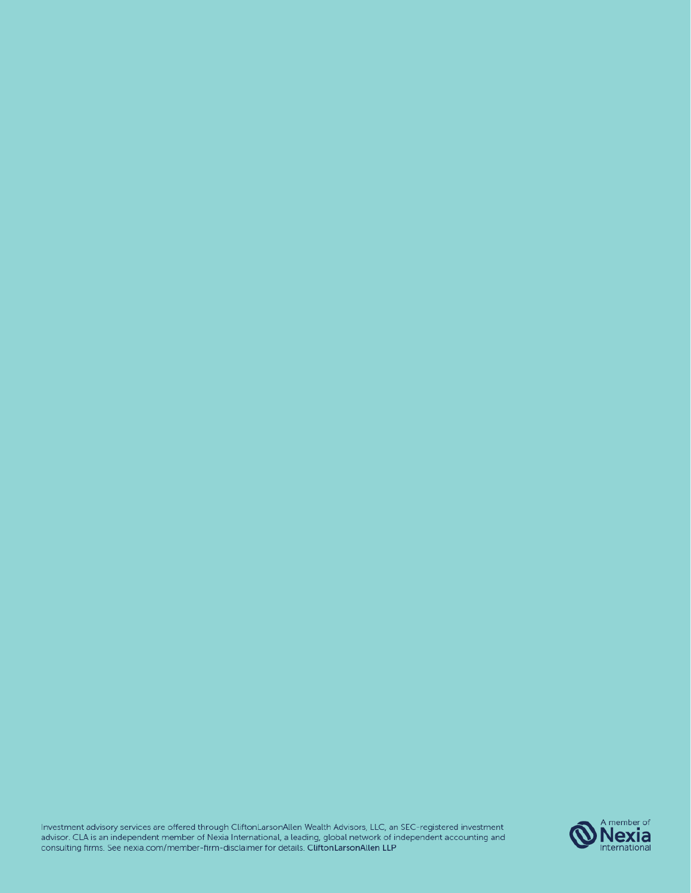Investment advisory services are offered through CliftonLarsonAllen Wealth Advisors, LLC, an SEC-registered investment advisor. CLA is an independent member of Nexia International, a leading, global network of independent accounting and consulting firms. See nexia.com/member-firm-disclaimer for details. **CliftonLarsonAllen LLP**

A member of Nexia International